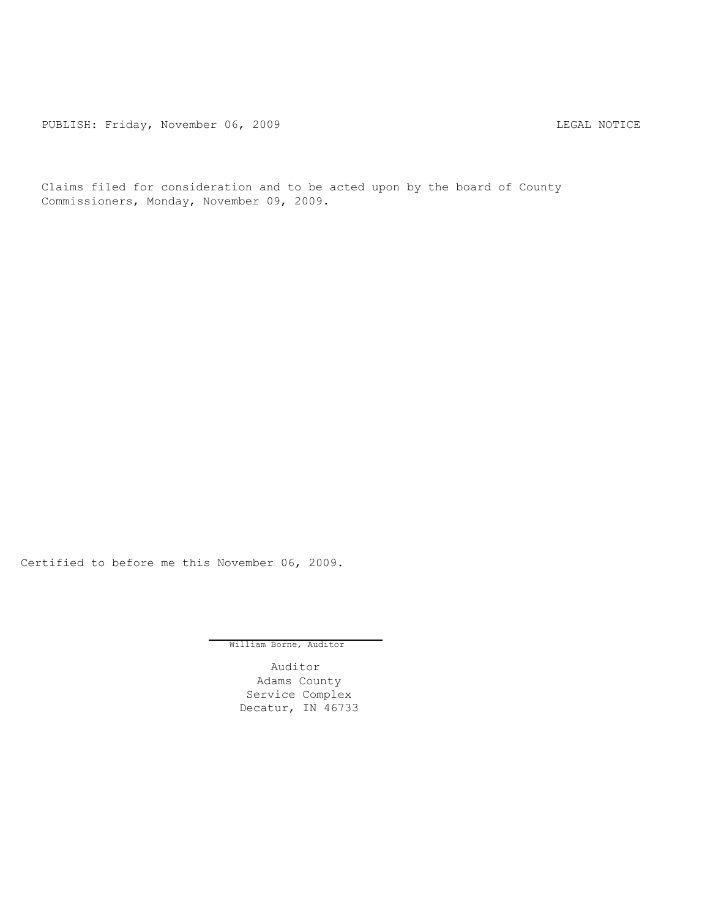PUBLISH: Friday, November 06, 2009 LEGAL NOTICE

Claims filed for consideration and to be acted upon by the board of County Commissioners, Monday, November 09, 2009.

Certified to before me this November 06, 2009.

William Borne, Auditor

Auditor
Adams County
Service Complex
Decatur, IN 46733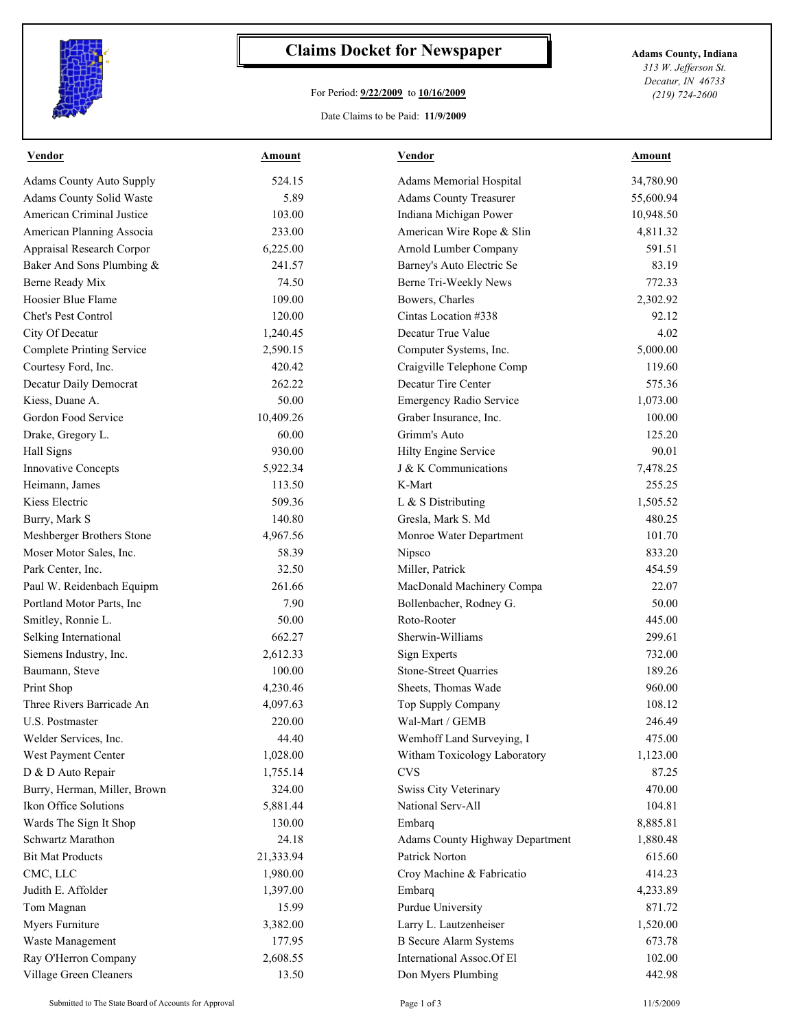# Claims Docket for Newspaper

For Period: **9/22/2009** to **10/16/2009**

Date Claims to be Paid: **11/9/2009**

**Adams County, Indiana**
*313 W. Jefferson St.*
*Decatur, IN 46733*
*(219) 724-2600*

| Vendor | Amount | Vendor | Amount |
|---|---|---|---|
| Adams County Auto Supply | 524.15 | Adams Memorial Hospital | 34,780.90 |
| Adams County Solid Waste | 5.89 | Adams County Treasurer | 55,600.94 |
| American Criminal Justice | 103.00 | Indiana Michigan Power | 10,948.50 |
| American Planning Associa | 233.00 | American Wire Rope & Slin | 4,811.32 |
| Appraisal Research Corpor | 6,225.00 | Arnold Lumber Company | 591.51 |
| Baker And Sons Plumbing & | 241.57 | Barney's Auto Electric Se | 83.19 |
| Berne Ready Mix | 74.50 | Berne Tri-Weekly News | 772.33 |
| Hoosier Blue Flame | 109.00 | Bowers, Charles | 2,302.92 |
| Chet's Pest Control | 120.00 | Cintas Location #338 | 92.12 |
| City Of Decatur | 1,240.45 | Decatur True Value | 4.02 |
| Complete Printing Service | 2,590.15 | Computer Systems, Inc. | 5,000.00 |
| Courtesy Ford, Inc. | 420.42 | Craigville Telephone Comp | 119.60 |
| Decatur Daily Democrat | 262.22 | Decatur Tire Center | 575.36 |
| Kiess, Duane A. | 50.00 | Emergency Radio Service | 1,073.00 |
| Gordon Food Service | 10,409.26 | Graber Insurance, Inc. | 100.00 |
| Drake, Gregory L. | 60.00 | Grimm's Auto | 125.20 |
| Hall Signs | 930.00 | Hilty Engine Service | 90.01 |
| Innovative Concepts | 5,922.34 | J & K Communications | 7,478.25 |
| Heimann, James | 113.50 | K-Mart | 255.25 |
| Kiess Electric | 509.36 | L & S Distributing | 1,505.52 |
| Burry, Mark S | 140.80 | Gresla, Mark S. Md | 480.25 |
| Meshberger Brothers Stone | 4,967.56 | Monroe Water Department | 101.70 |
| Moser Motor Sales, Inc. | 58.39 | Nipsco | 833.20 |
| Park Center, Inc. | 32.50 | Miller, Patrick | 454.59 |
| Paul W. Reidenbach Equipm | 261.66 | MacDonald Machinery Compa | 22.07 |
| Portland Motor Parts, Inc | 7.90 | Bollenbacher, Rodney G. | 50.00 |
| Smitley, Ronnie L. | 50.00 | Roto-Rooter | 445.00 |
| Selking International | 662.27 | Sherwin-Williams | 299.61 |
| Siemens Industry, Inc. | 2,612.33 | Sign Experts | 732.00 |
| Baumann, Steve | 100.00 | Stone-Street Quarries | 189.26 |
| Print Shop | 4,230.46 | Sheets, Thomas Wade | 960.00 |
| Three Rivers Barricade An | 4,097.63 | Top Supply Company | 108.12 |
| U.S. Postmaster | 220.00 | Wal-Mart / GEMB | 246.49 |
| Welder Services, Inc. | 44.40 | Wemhoff Land Surveying, I | 475.00 |
| West Payment Center | 1,028.00 | Witham Toxicology Laboratory | 1,123.00 |
| D & D Auto Repair | 1,755.14 | CVS | 87.25 |
| Burry, Herman, Miller, Brown | 324.00 | Swiss City Veterinary | 470.00 |
| Ikon Office Solutions | 5,881.44 | National Serv-All | 104.81 |
| Wards The Sign It Shop | 130.00 | Embarq | 8,885.81 |
| Schwartz Marathon | 24.18 | Adams County Highway Department | 1,880.48 |
| Bit Mat Products | 21,333.94 | Patrick Norton | 615.60 |
| CMC, LLC | 1,980.00 | Croy Machine & Fabricatio | 414.23 |
| Judith E. Affolder | 1,397.00 | Embarq | 4,233.89 |
| Tom Magnan | 15.99 | Purdue University | 871.72 |
| Myers Furniture | 3,382.00 | Larry L. Lautzenheiser | 1,520.00 |
| Waste Management | 177.95 | B Secure Alarm Systems | 673.78 |
| Ray O'Herron Company | 2,608.55 | International Assoc.Of El | 102.00 |
| Village Green Cleaners | 13.50 | Don Myers Plumbing | 442.98 |

Submitted to The State Board of Accounts for Approval — 11/5/2009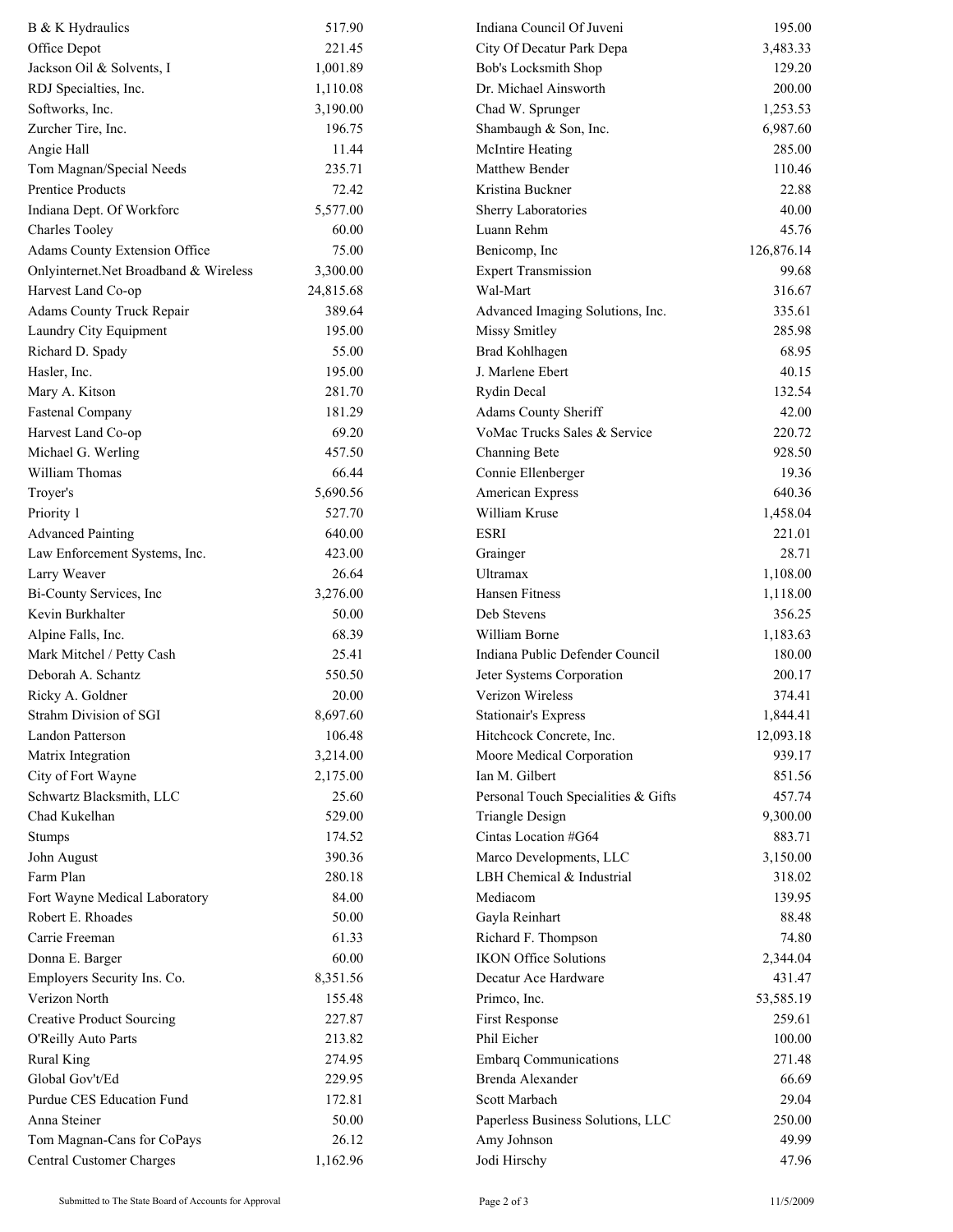| Vendor | Amount |
|---|---|
| B & K Hydraulics | 517.90 |
| Office Depot | 221.45 |
| Jackson Oil & Solvents, I | 1,001.89 |
| RDJ Specialties, Inc. | 1,110.08 |
| Softworks, Inc. | 3,190.00 |
| Zurcher Tire, Inc. | 196.75 |
| Angie Hall | 11.44 |
| Tom Magnan/Special Needs | 235.71 |
| Prentice Products | 72.42 |
| Indiana Dept. Of Workforc | 5,577.00 |
| Charles Tooley | 60.00 |
| Adams County Extension Office | 75.00 |
| Onlyinternet.Net Broadband & Wireless | 3,300.00 |
| Harvest Land Co-op | 24,815.68 |
| Adams County Truck Repair | 389.64 |
| Laundry City Equipment | 195.00 |
| Richard D. Spady | 55.00 |
| Hasler, Inc. | 195.00 |
| Mary A. Kitson | 281.70 |
| Fastenal Company | 181.29 |
| Harvest Land Co-op | 69.20 |
| Michael G. Werling | 457.50 |
| William Thomas | 66.44 |
| Troyer's | 5,690.56 |
| Priority 1 | 527.70 |
| Advanced Painting | 640.00 |
| Law Enforcement Systems, Inc. | 423.00 |
| Larry Weaver | 26.64 |
| Bi-County Services, Inc | 3,276.00 |
| Kevin Burkhalter | 50.00 |
| Alpine Falls, Inc. | 68.39 |
| Mark Mitchel / Petty Cash | 25.41 |
| Deborah A. Schantz | 550.50 |
| Ricky A. Goldner | 20.00 |
| Strahm Division of SGI | 8,697.60 |
| Landon Patterson | 106.48 |
| Matrix Integration | 3,214.00 |
| City of Fort Wayne | 2,175.00 |
| Schwartz Blacksmith, LLC | 25.60 |
| Chad Kukelhan | 529.00 |
| Stumps | 174.52 |
| John August | 390.36 |
| Farm Plan | 280.18 |
| Fort Wayne Medical Laboratory | 84.00 |
| Robert E. Rhoades | 50.00 |
| Carrie Freeman | 61.33 |
| Donna E. Barger | 60.00 |
| Employers Security Ins. Co. | 8,351.56 |
| Verizon North | 155.48 |
| Creative Product Sourcing | 227.87 |
| O'Reilly Auto Parts | 213.82 |
| Rural King | 274.95 |
| Global Gov't/Ed | 229.95 |
| Purdue CES Education Fund | 172.81 |
| Anna Steiner | 50.00 |
| Tom Magnan-Cans for CoPays | 26.12 |
| Central Customer Charges | 1,162.96 |
| Indiana Council Of Juveni | 195.00 |
| City Of Decatur Park Depa | 3,483.33 |
| Bob's Locksmith Shop | 129.20 |
| Dr. Michael Ainsworth | 200.00 |
| Chad W. Sprunger | 1,253.53 |
| Shambaugh & Son, Inc. | 6,987.60 |
| McIntire Heating | 285.00 |
| Matthew Bender | 110.46 |
| Kristina Buckner | 22.88 |
| Sherry Laboratories | 40.00 |
| Luann Rehm | 45.76 |
| Benicomp, Inc | 126,876.14 |
| Expert Transmission | 99.68 |
| Wal-Mart | 316.67 |
| Advanced Imaging Solutions, Inc. | 335.61 |
| Missy Smitley | 285.98 |
| Brad Kohlhagen | 68.95 |
| J. Marlene Ebert | 40.15 |
| Rydin Decal | 132.54 |
| Adams County Sheriff | 42.00 |
| VoMac Trucks Sales & Service | 220.72 |
| Channing Bete | 928.50 |
| Connie Ellenberger | 19.36 |
| American Express | 640.36 |
| William Kruse | 1,458.04 |
| ESRI | 221.01 |
| Grainger | 28.71 |
| Ultramax | 1,108.00 |
| Hansen Fitness | 1,118.00 |
| Deb Stevens | 356.25 |
| William Borne | 1,183.63 |
| Indiana Public Defender Council | 180.00 |
| Jeter Systems Corporation | 200.17 |
| Verizon Wireless | 374.41 |
| Stationair's Express | 1,844.41 |
| Hitchcock Concrete, Inc. | 12,093.18 |
| Moore Medical Corporation | 939.17 |
| Ian M. Gilbert | 851.56 |
| Personal Touch Specialities & Gifts | 457.74 |
| Triangle Design | 9,300.00 |
| Cintas Location #G64 | 883.71 |
| Marco Developments, LLC | 3,150.00 |
| LBH Chemical & Industrial | 318.02 |
| Mediacom | 139.95 |
| Gayla Reinhart | 88.48 |
| Richard F. Thompson | 74.80 |
| IKON Office Solutions | 2,344.04 |
| Decatur Ace Hardware | 431.47 |
| Primco, Inc. | 53,585.19 |
| First Response | 259.61 |
| Phil Eicher | 100.00 |
| Embarq Communications | 271.48 |
| Brenda Alexander | 66.69 |
| Scott Marbach | 29.04 |
| Paperless Business Solutions, LLC | 250.00 |
| Amy Johnson | 49.99 |
| Jodi Hirschy | 47.96 |

Submitted to The State Board of Accounts for Approval 11/5/2009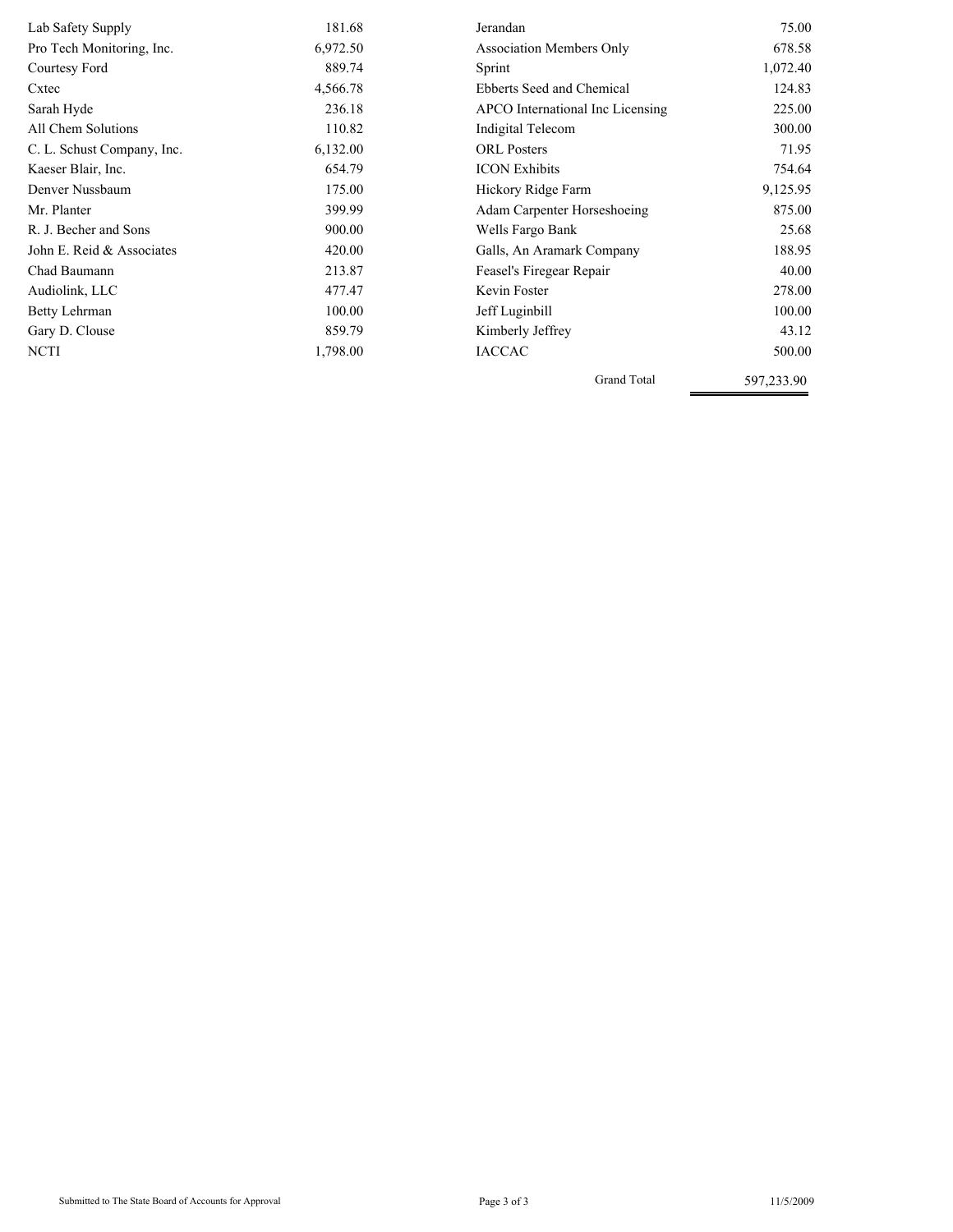| | | | |
|---|---|---|---|
| Lab Safety Supply | 181.68 | Jerandan | 75.00 |
| Pro Tech Monitoring, Inc. | 6,972.50 | Association Members Only | 678.58 |
| Courtesy Ford | 889.74 | Sprint | 1,072.40 |
| Cxtec | 4,566.78 | Ebberts Seed and Chemical | 124.83 |
| Sarah Hyde | 236.18 | APCO International Inc Licensing | 225.00 |
| All Chem Solutions | 110.82 | Indigital Telecom | 300.00 |
| C. L. Schust Company, Inc. | 6,132.00 | ORL Posters | 71.95 |
| Kaeser Blair, Inc. | 654.79 | ICON Exhibits | 754.64 |
| Denver Nussbaum | 175.00 | Hickory Ridge Farm | 9,125.95 |
| Mr. Planter | 399.99 | Adam Carpenter Horseshoeing | 875.00 |
| R. J. Becher and Sons | 900.00 | Wells Fargo Bank | 25.68 |
| John E. Reid & Associates | 420.00 | Galls, An Aramark Company | 188.95 |
| Chad Baumann | 213.87 | Feasel's Firegear Repair | 40.00 |
| Audiolink, LLC | 477.47 | Kevin Foster | 278.00 |
| Betty Lehrman | 100.00 | Jeff Luginbill | 100.00 |
| Gary D. Clouse | 859.79 | Kimberly Jeffrey | 43.12 |
| NCTI | 1,798.00 | IACCAC | 500.00 |
| | | Grand Total | 597,233.90 |

Submitted to The State Board of Accounts for Approval

11/5/2009